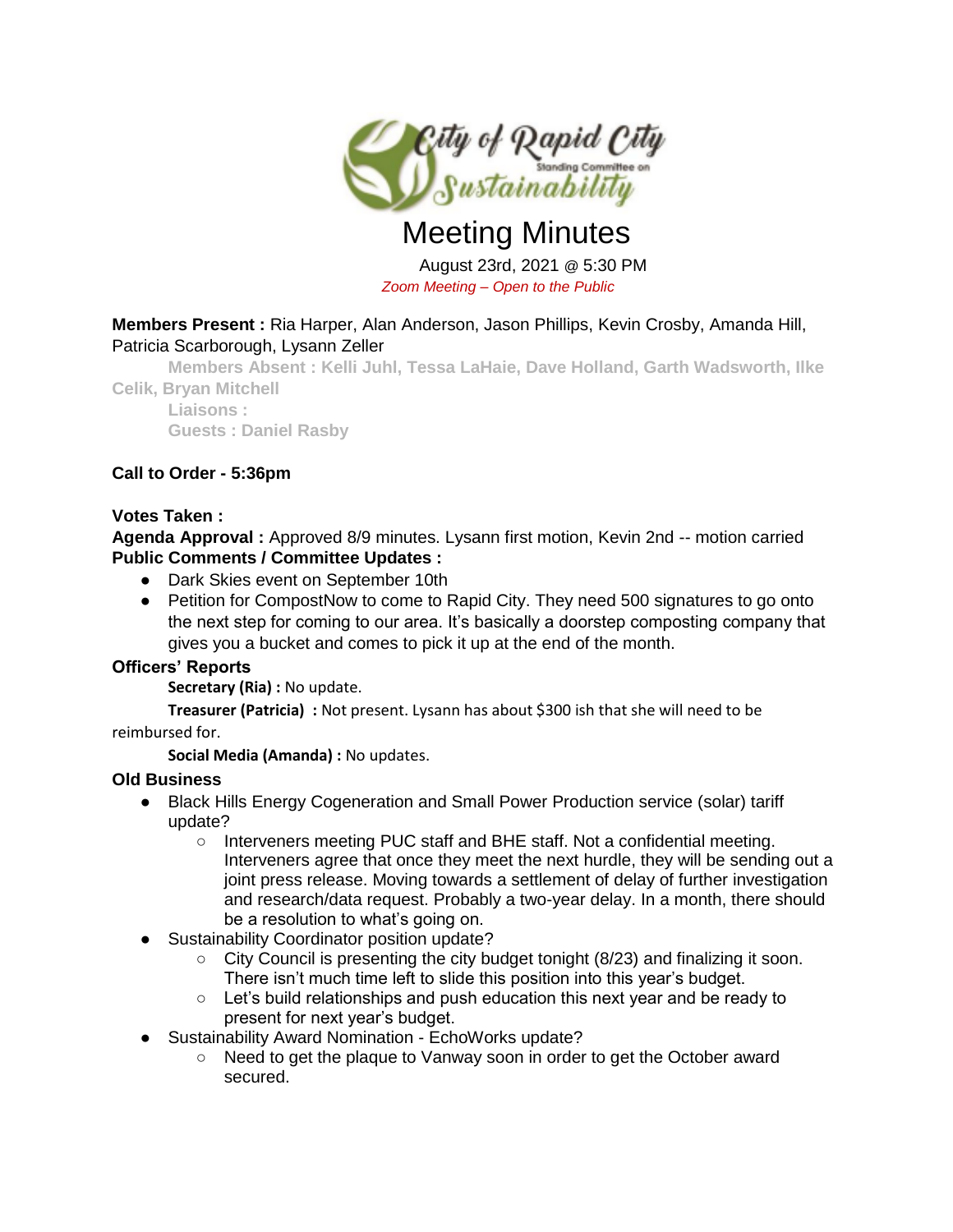City of Rapid City Standing Committee on Sustainability

# Meeting Minutes

August 23rd, 2021 @ 5:30 PM

*Zoom Meeting – Open to the Public*

**Members Present :** Ria Harper, Alan Anderson, Jason Phillips, Kevin Crosby, Amanda Hill, Patricia Scarborough, Lysann Zeller

**Members Absent : Kelli Juhl, Tessa LaHaie, Dave Holland, Garth Wadsworth, Ilke Celik, Bryan Mitchell**

**Liaisons :**

**Guests : Daniel Rasby**

**Call to Order - 5:36pm**

**Votes Taken :**

**Agenda Approval :** Approved 8/9 minutes. Lysann first motion, Kevin 2nd -- motion carried

**Public Comments / Committee Updates :**

- Dark Skies event on September 10th
- Petition for CompostNow to come to Rapid City. They need 500 signatures to go onto the next step for coming to our area. It's basically a doorstep composting company that gives you a bucket and comes to pick it up at the end of the month.

**Officers' Reports**

**Secretary (Ria) :** No update.

**Treasurer (Patricia) :** Not present. Lysann has about $300 ish that she will need to be reimbursed for.

**Social Media (Amanda) :** No updates.

**Old Business**

- Black Hills Energy Cogeneration and Small Power Production service (solar) tariff update?
  - Interveners meeting PUC staff and BHE staff. Not a confidential meeting. Interveners agree that once they meet the next hurdle, they will be sending out a joint press release. Moving towards a settlement of delay of further investigation and research/data request. Probably a two-year delay. In a month, there should be a resolution to what's going on.
- Sustainability Coordinator position update?
  - City Council is presenting the city budget tonight (8/23) and finalizing it soon. There isn't much time left to slide this position into this year's budget.
  - Let's build relationships and push education this next year and be ready to present for next year's budget.
- Sustainability Award Nomination - EchoWorks update?
  - Need to get the plaque to Vanway soon in order to get the October award secured.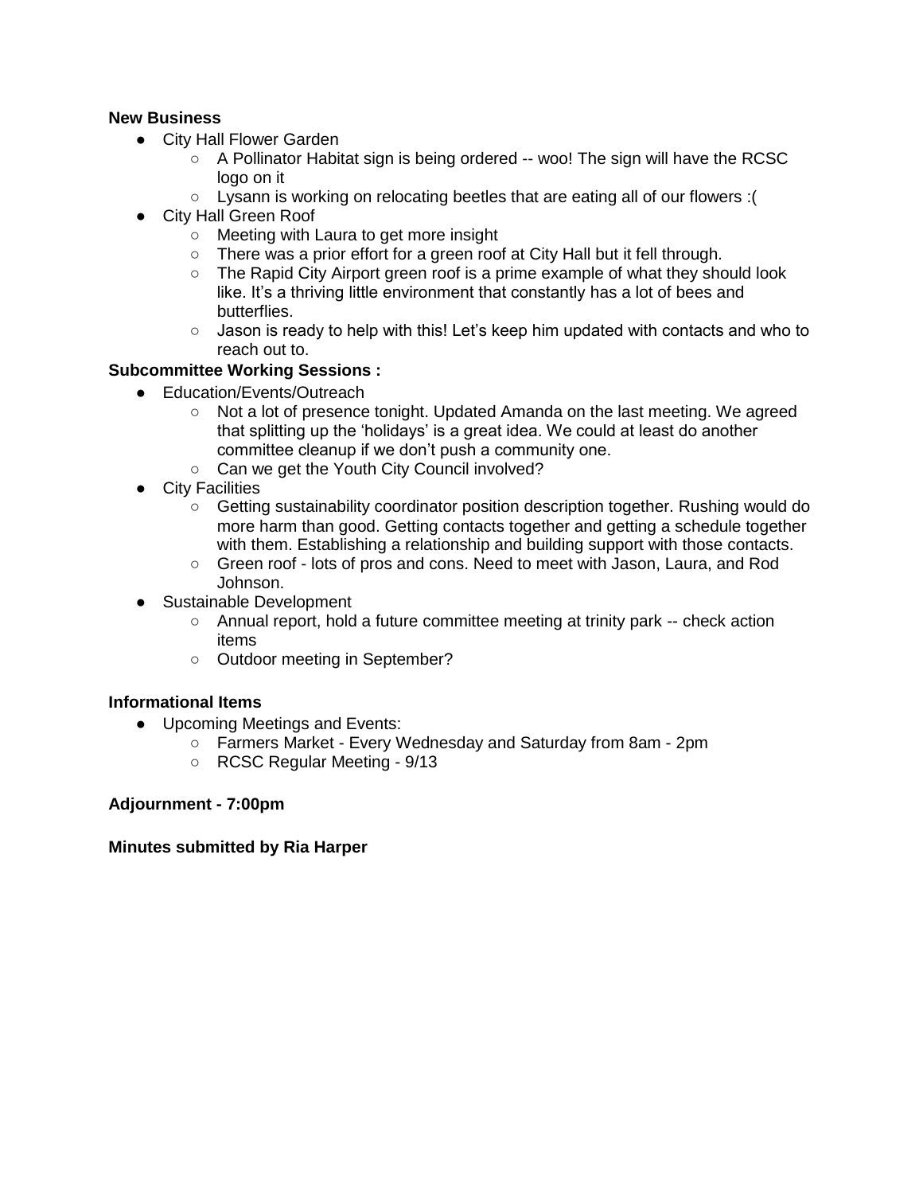**New Business**

- City Hall Flower Garden
  - A Pollinator Habitat sign is being ordered -- woo! The sign will have the RCSC logo on it
  - Lysann is working on relocating beetles that are eating all of our flowers :(
- City Hall Green Roof
  - Meeting with Laura to get more insight
  - There was a prior effort for a green roof at City Hall but it fell through.
  - The Rapid City Airport green roof is a prime example of what they should look like. It's a thriving little environment that constantly has a lot of bees and butterflies.
  - Jason is ready to help with this! Let's keep him updated with contacts and who to reach out to.

**Subcommittee Working Sessions :**

- Education/Events/Outreach
  - Not a lot of presence tonight. Updated Amanda on the last meeting. We agreed that splitting up the 'holidays' is a great idea. We could at least do another committee cleanup if we don't push a community one.
  - Can we get the Youth City Council involved?
- City Facilities
  - Getting sustainability coordinator position description together. Rushing would do more harm than good. Getting contacts together and getting a schedule together with them. Establishing a relationship and building support with those contacts.
  - Green roof - lots of pros and cons. Need to meet with Jason, Laura, and Rod Johnson.
- Sustainable Development
  - Annual report, hold a future committee meeting at trinity park -- check action items
  - Outdoor meeting in September?

**Informational Items**

- Upcoming Meetings and Events:
  - Farmers Market - Every Wednesday and Saturday from 8am - 2pm
  - RCSC Regular Meeting - 9/13

**Adjournment - 7:00pm**

**Minutes submitted by Ria Harper**